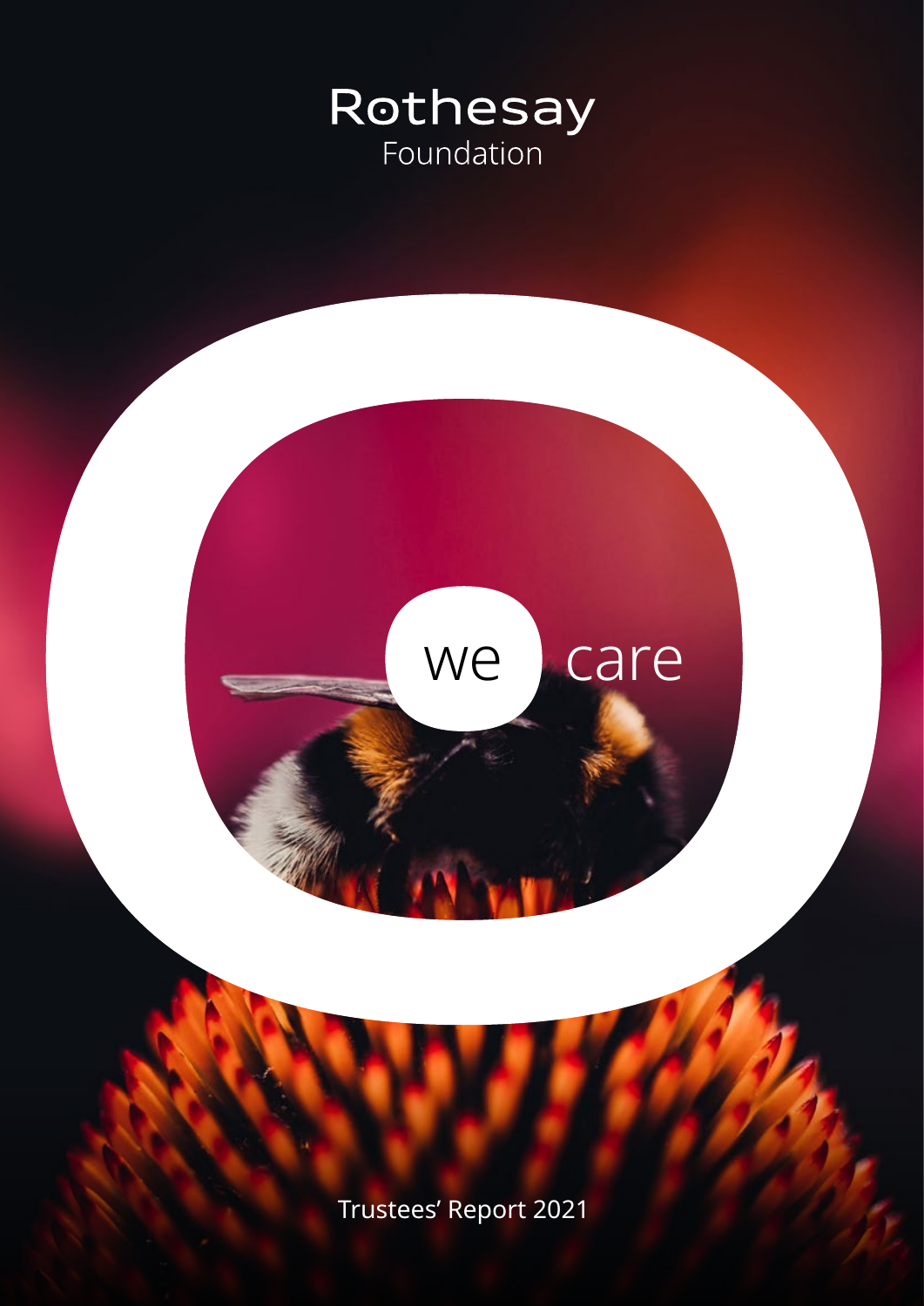# Rothesay Foundation

we care

Trustees' Report 2021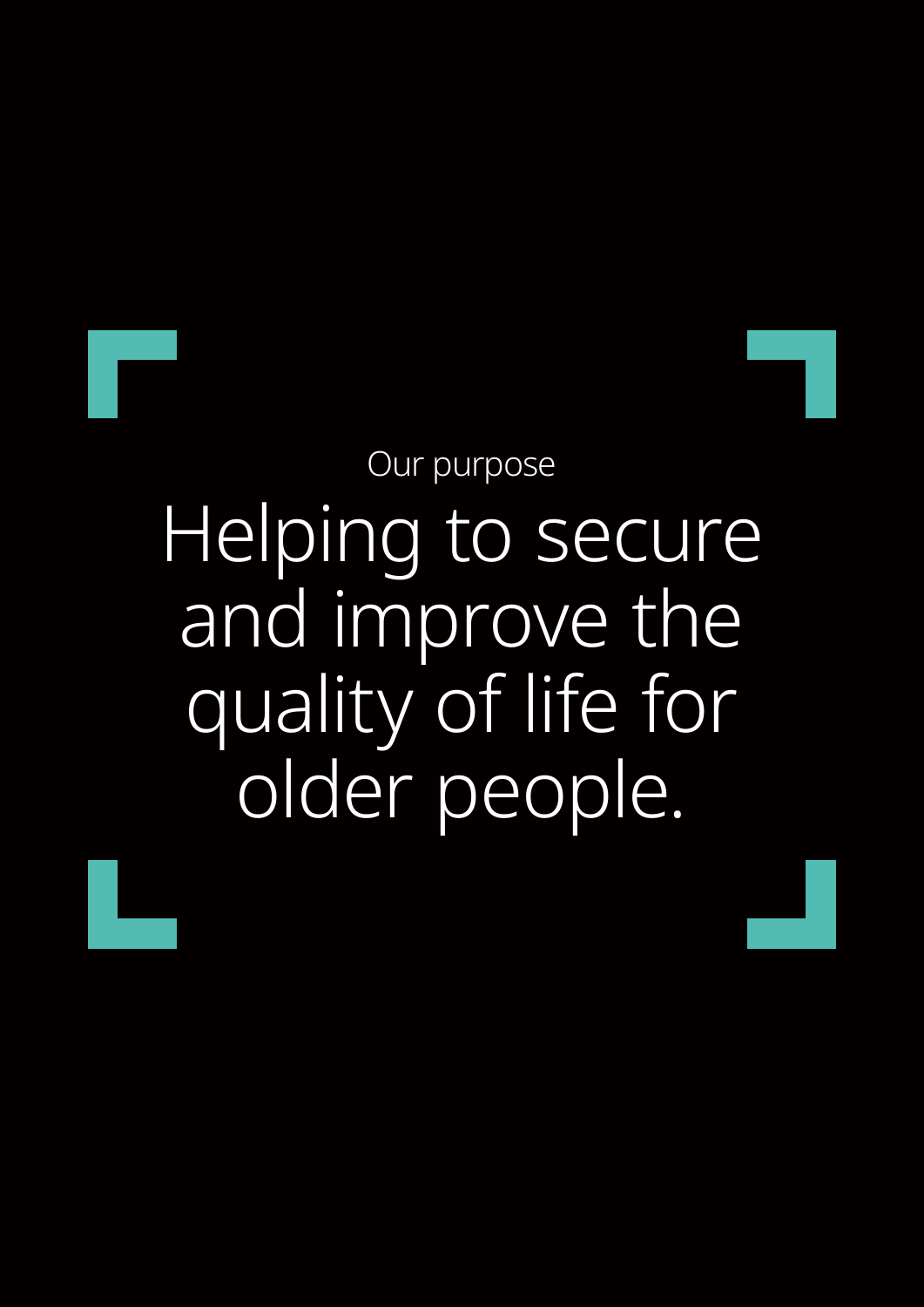Our purpose

# Helping to secure and improve the quality of life for older people.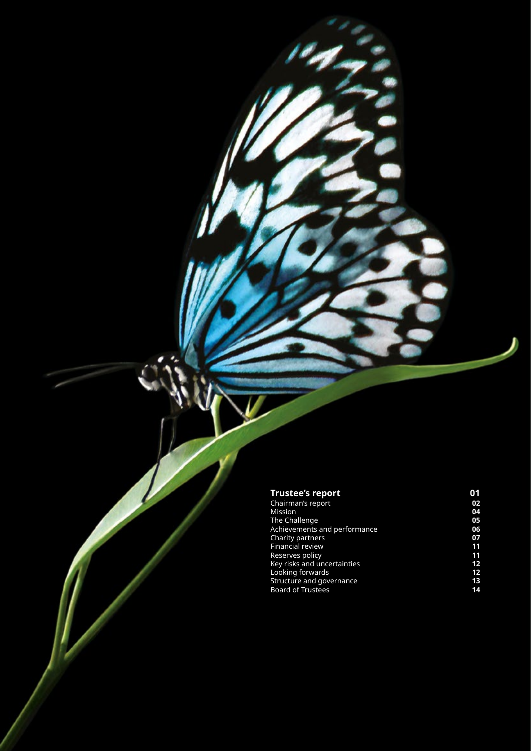| Trustee's report | 01 |
| --- | --- |
| Chairman's report | 02 |
| Mission | 04 |
| The Challenge | 05 |
| Achievements and performance | 06 |
| Charity partners | 07 |
| Financial review | 11 |
| Reserves policy | 11 |
| Key risks and uncertainties | 12 |
| Looking forwards | 12 |
| Structure and governance | 13 |
| Board of Trustees | 14 |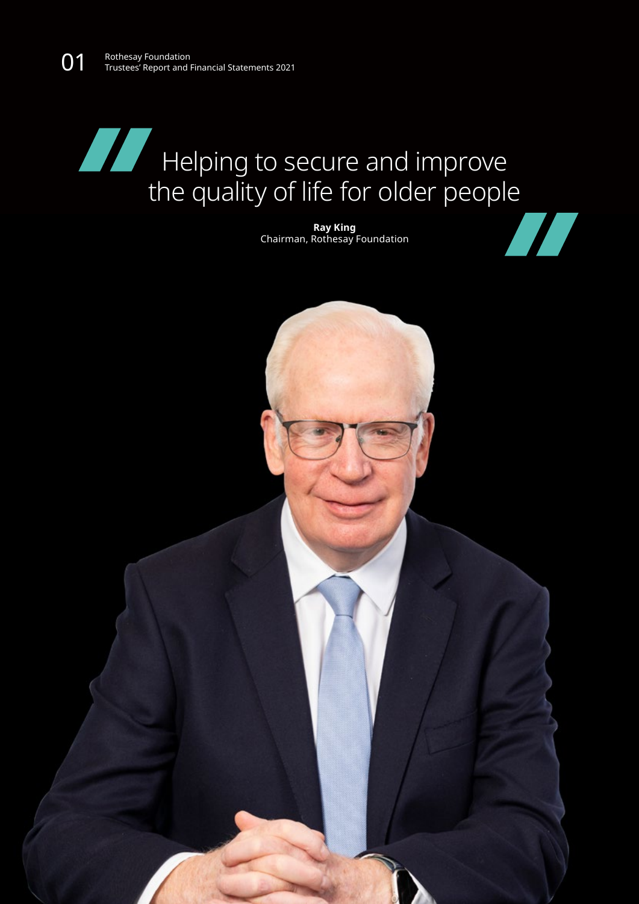> Helping to secure and improve the quality of life for older people

**Ray King**
Chairman, Rothesay Foundation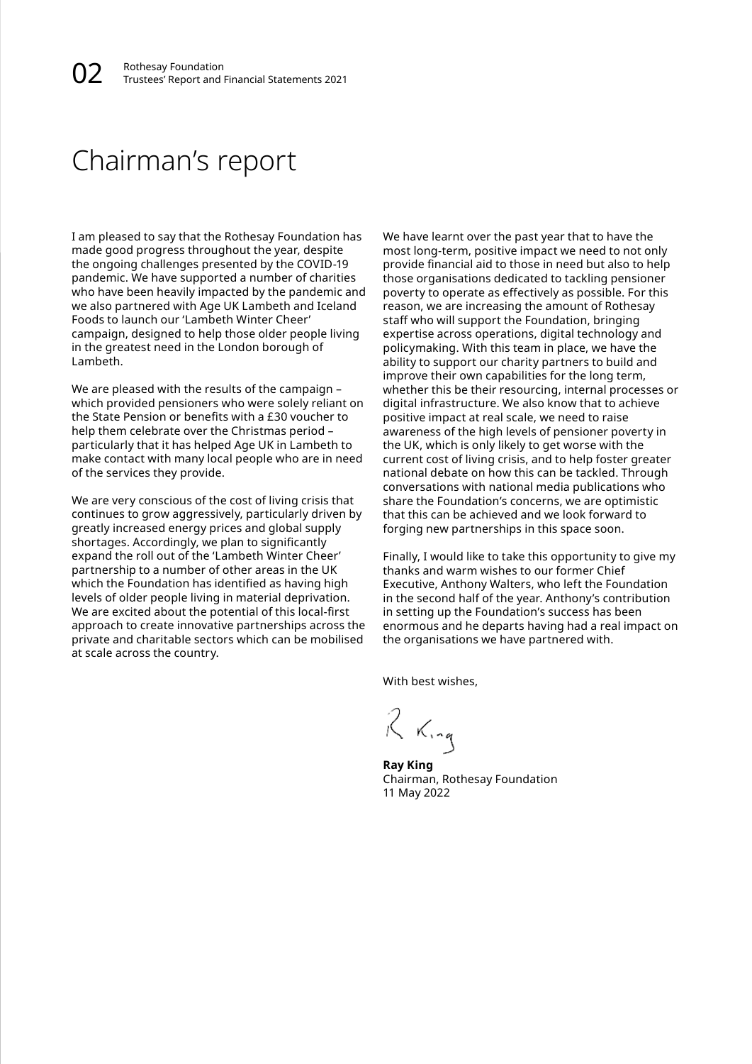# Chairman's report

I am pleased to say that the Rothesay Foundation has made good progress throughout the year, despite the ongoing challenges presented by the COVID-19 pandemic. We have supported a number of charities who have been heavily impacted by the pandemic and we also partnered with Age UK Lambeth and Iceland Foods to launch our 'Lambeth Winter Cheer' campaign, designed to help those older people living in the greatest need in the London borough of Lambeth.

We are pleased with the results of the campaign – which provided pensioners who were solely reliant on the State Pension or benefits with a £30 voucher to help them celebrate over the Christmas period – particularly that it has helped Age UK in Lambeth to make contact with many local people who are in need of the services they provide.

We are very conscious of the cost of living crisis that continues to grow aggressively, particularly driven by greatly increased energy prices and global supply shortages. Accordingly, we plan to significantly expand the roll out of the 'Lambeth Winter Cheer' partnership to a number of other areas in the UK which the Foundation has identified as having high levels of older people living in material deprivation. We are excited about the potential of this local-first approach to create innovative partnerships across the private and charitable sectors which can be mobilised at scale across the country.

We have learnt over the past year that to have the most long-term, positive impact we need to not only provide financial aid to those in need but also to help those organisations dedicated to tackling pensioner poverty to operate as effectively as possible. For this reason, we are increasing the amount of Rothesay staff who will support the Foundation, bringing expertise across operations, digital technology and policymaking. With this team in place, we have the ability to support our charity partners to build and improve their own capabilities for the long term, whether this be their resourcing, internal processes or digital infrastructure. We also know that to achieve positive impact at real scale, we need to raise awareness of the high levels of pensioner poverty in the UK, which is only likely to get worse with the current cost of living crisis, and to help foster greater national debate on how this can be tackled. Through conversations with national media publications who share the Foundation's concerns, we are optimistic that this can be achieved and we look forward to forging new partnerships in this space soon.

Finally, I would like to take this opportunity to give my thanks and warm wishes to our former Chief Executive, Anthony Walters, who left the Foundation in the second half of the year. Anthony's contribution in setting up the Foundation's success has been enormous and he departs having had a real impact on the organisations we have partnered with.

With best wishes,

R King

**Ray King**
Chairman, Rothesay Foundation
11 May 2022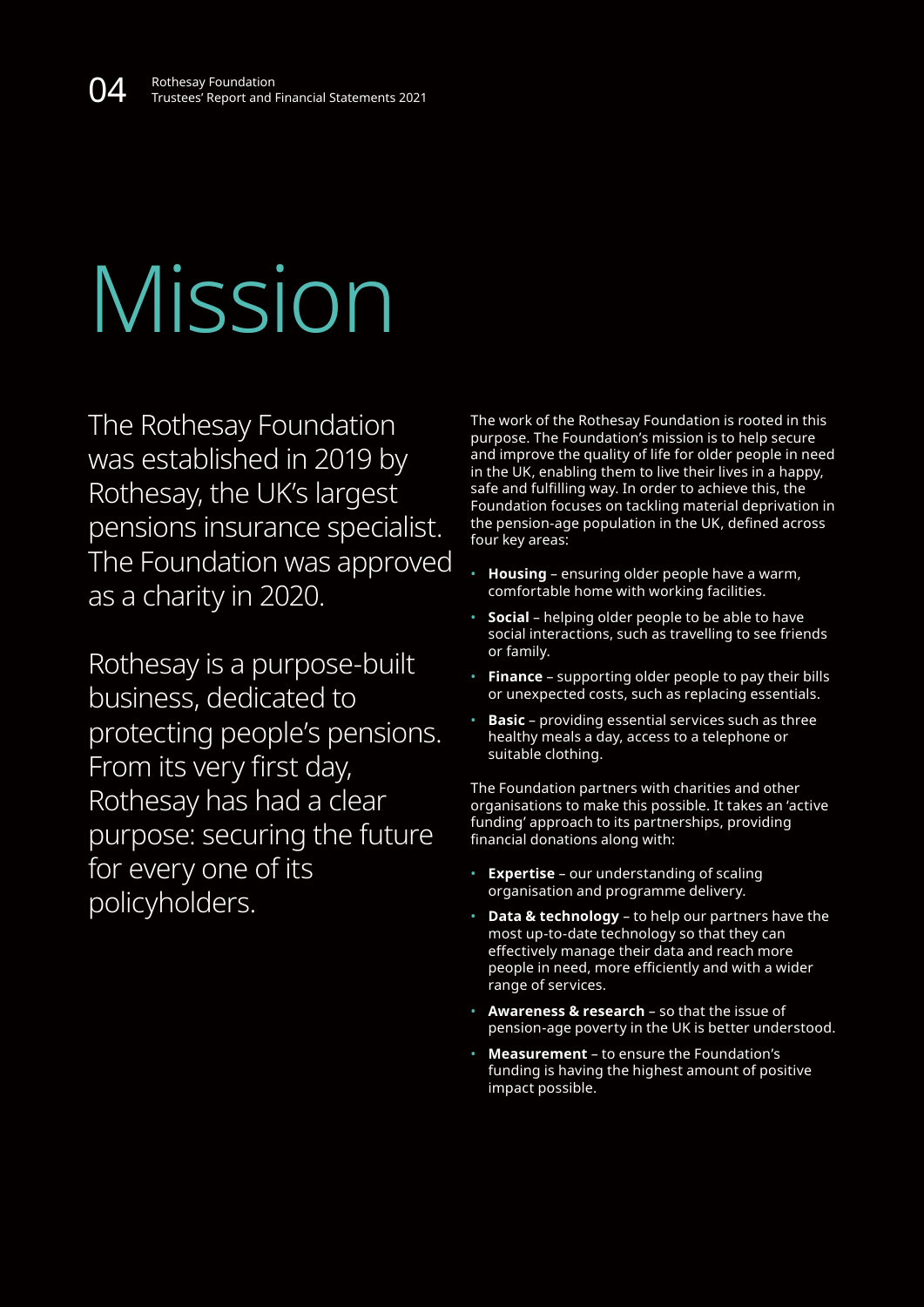# Mission

The Rothesay Foundation was established in 2019 by Rothesay, the UK's largest pensions insurance specialist. The Foundation was approved as a charity in 2020.

Rothesay is a purpose-built business, dedicated to protecting people's pensions. From its very first day, Rothesay has had a clear purpose: securing the future for every one of its policyholders.

The work of the Rothesay Foundation is rooted in this purpose. The Foundation's mission is to help secure and improve the quality of life for older people in need in the UK, enabling them to live their lives in a happy, safe and fulfilling way. In order to achieve this, the Foundation focuses on tackling material deprivation in the pension-age population in the UK, defined across four key areas:

- **Housing** – ensuring older people have a warm, comfortable home with working facilities.
- **Social** – helping older people to be able to have social interactions, such as travelling to see friends or family.
- **Finance** – supporting older people to pay their bills or unexpected costs, such as replacing essentials.
- **Basic** – providing essential services such as three healthy meals a day, access to a telephone or suitable clothing.

The Foundation partners with charities and other organisations to make this possible. It takes an 'active funding' approach to its partnerships, providing financial donations along with:

- **Expertise** – our understanding of scaling organisation and programme delivery.
- **Data & technology** – to help our partners have the most up-to-date technology so that they can effectively manage their data and reach more people in need, more efficiently and with a wider range of services.
- **Awareness & research** – so that the issue of pension-age poverty in the UK is better understood.
- **Measurement** – to ensure the Foundation's funding is having the highest amount of positive impact possible.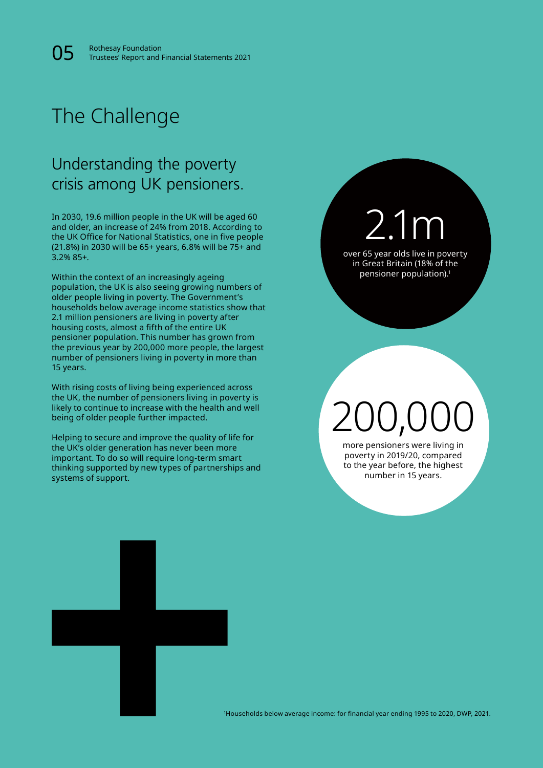# The Challenge

## Understanding the poverty crisis among UK pensioners.

In 2030, 19.6 million people in the UK will be aged 60 and older, an increase of 24% from 2018. According to the UK Office for National Statistics, one in five people (21.8%) in 2030 will be 65+ years, 6.8% will be 75+ and 3.2% 85+.

Within the context of an increasingly ageing population, the UK is also seeing growing numbers of older people living in poverty. The Government's households below average income statistics show that 2.1 million pensioners are living in poverty after housing costs, almost a fifth of the entire UK pensioner population. This number has grown from the previous year by 200,000 more people, the largest number of pensioners living in poverty in more than 15 years.

With rising costs of living being experienced across the UK, the number of pensioners living in poverty is likely to continue to increase with the health and well being of older people further impacted.

Helping to secure and improve the quality of life for the UK's older generation has never been more important. To do so will require long-term smart thinking supported by new types of partnerships and systems of support.

**2.1m**

over 65 year olds live in poverty in Great Britain (18% of the pensioner population).[1]

**200,000**

more pensioners were living in poverty in 2019/20, compared to the year before, the highest number in 15 years.

[1] Households below average income: for financial year ending 1995 to 2020, DWP, 2021.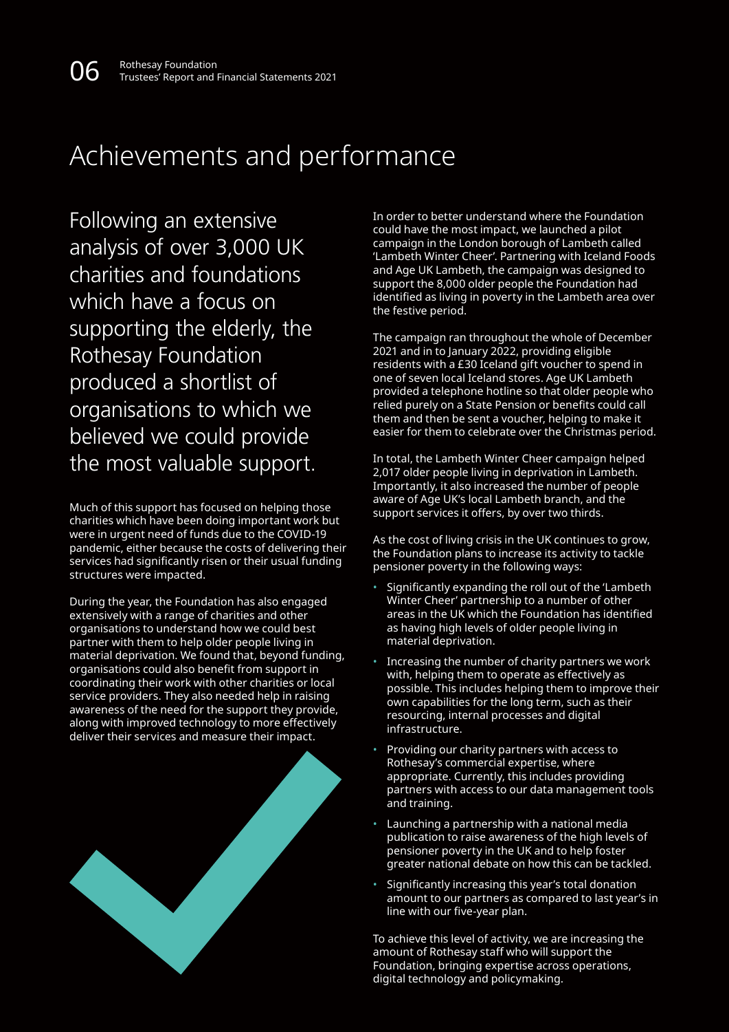# Achievements and performance

Following an extensive analysis of over 3,000 UK charities and foundations which have a focus on supporting the elderly, the Rothesay Foundation produced a shortlist of organisations to which we believed we could provide the most valuable support.

Much of this support has focused on helping those charities which have been doing important work but were in urgent need of funds due to the COVID-19 pandemic, either because the costs of delivering their services had significantly risen or their usual funding structures were impacted.

During the year, the Foundation has also engaged extensively with a range of charities and other organisations to understand how we could best partner with them to help older people living in material deprivation. We found that, beyond funding, organisations could also benefit from support in coordinating their work with other charities or local service providers. They also needed help in raising awareness of the need for the support they provide, along with improved technology to more effectively deliver their services and measure their impact.

In order to better understand where the Foundation could have the most impact, we launched a pilot campaign in the London borough of Lambeth called 'Lambeth Winter Cheer'. Partnering with Iceland Foods and Age UK Lambeth, the campaign was designed to support the 8,000 older people the Foundation had identified as living in poverty in the Lambeth area over the festive period.

The campaign ran throughout the whole of December 2021 and in to January 2022, providing eligible residents with a £30 Iceland gift voucher to spend in one of seven local Iceland stores. Age UK Lambeth provided a telephone hotline so that older people who relied purely on a State Pension or benefits could call them and then be sent a voucher, helping to make it easier for them to celebrate over the Christmas period.

In total, the Lambeth Winter Cheer campaign helped 2,017 older people living in deprivation in Lambeth. Importantly, it also increased the number of people aware of Age UK's local Lambeth branch, and the support services it offers, by over two thirds.

As the cost of living crisis in the UK continues to grow, the Foundation plans to increase its activity to tackle pensioner poverty in the following ways:

- Significantly expanding the roll out of the 'Lambeth Winter Cheer' partnership to a number of other areas in the UK which the Foundation has identified as having high levels of older people living in material deprivation.
- Increasing the number of charity partners we work with, helping them to operate as effectively as possible. This includes helping them to improve their own capabilities for the long term, such as their resourcing, internal processes and digital infrastructure.
- Providing our charity partners with access to Rothesay's commercial expertise, where appropriate. Currently, this includes providing partners with access to our data management tools and training.
- Launching a partnership with a national media publication to raise awareness of the high levels of pensioner poverty in the UK and to help foster greater national debate on how this can be tackled.
- Significantly increasing this year's total donation amount to our partners as compared to last year's in line with our five-year plan.

To achieve this level of activity, we are increasing the amount of Rothesay staff who will support the Foundation, bringing expertise across operations, digital technology and policymaking.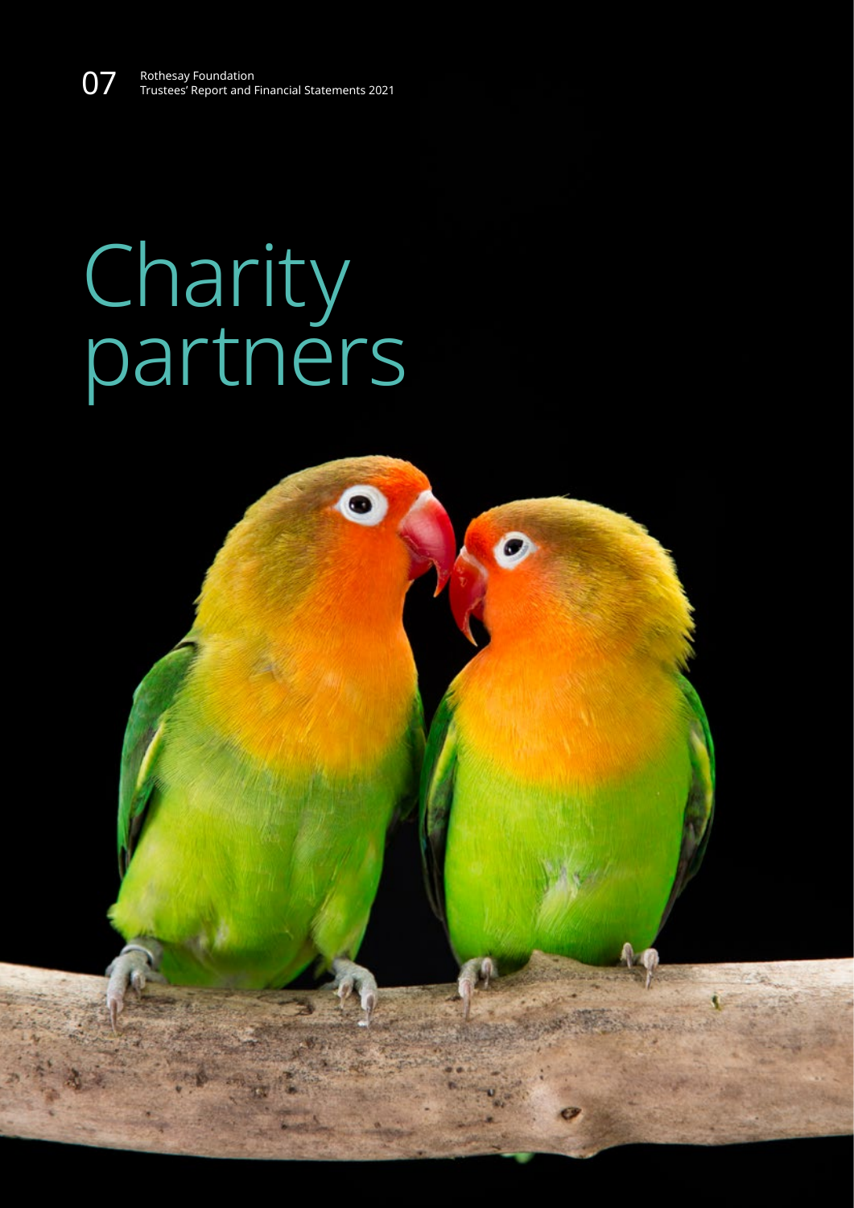# Charity partners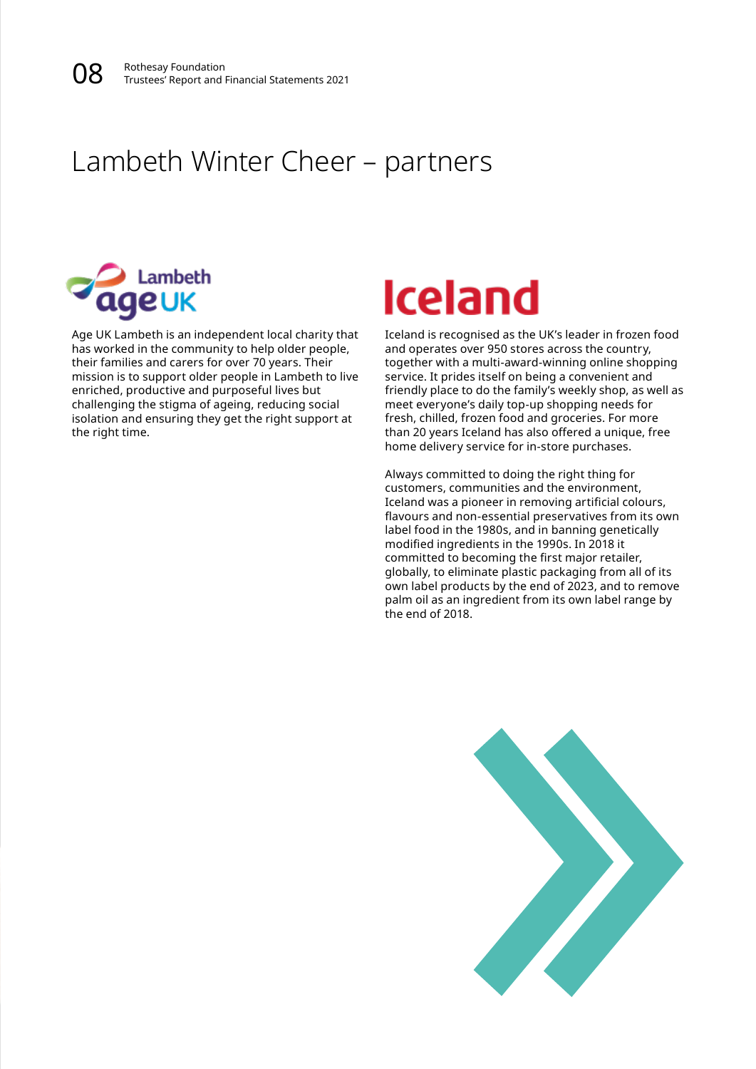# Lambeth Winter Cheer – partners

Age UK Lambeth is an independent local charity that has worked in the community to help older people, their families and carers for over 70 years. Their mission is to support older people in Lambeth to live enriched, productive and purposeful lives but challenging the stigma of ageing, reducing social isolation and ensuring they get the right support at the right time.

Iceland is recognised as the UK's leader in frozen food and operates over 950 stores across the country, together with a multi-award-winning online shopping service. It prides itself on being a convenient and friendly place to do the family's weekly shop, as well as meet everyone's daily top-up shopping needs for fresh, chilled, frozen food and groceries. For more than 20 years Iceland has also offered a unique, free home delivery service for in-store purchases.

Always committed to doing the right thing for customers, communities and the environment, Iceland was a pioneer in removing artificial colours, flavours and non-essential preservatives from its own label food in the 1980s, and in banning genetically modified ingredients in the 1990s. In 2018 it committed to becoming the first major retailer, globally, to eliminate plastic packaging from all of its own label products by the end of 2023, and to remove palm oil as an ingredient from its own label range by the end of 2018.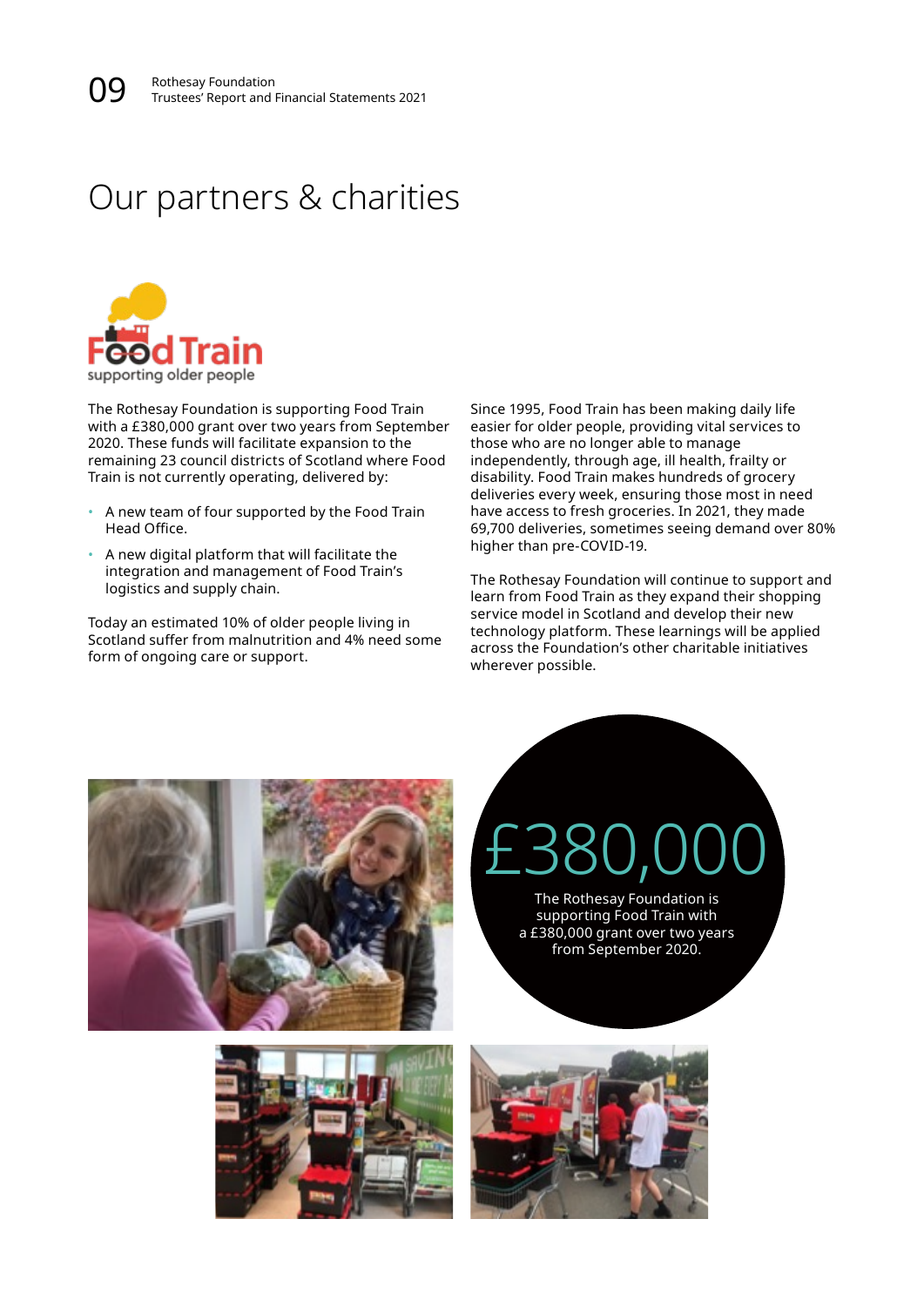# Our partners & charities

Food Train
supporting older people

The Rothesay Foundation is supporting Food Train with a £380,000 grant over two years from September 2020. These funds will facilitate expansion to the remaining 23 council districts of Scotland where Food Train is not currently operating, delivered by:

- A new team of four supported by the Food Train Head Office.
- A new digital platform that will facilitate the integration and management of Food Train's logistics and supply chain.

Today an estimated 10% of older people living in Scotland suffer from malnutrition and 4% need some form of ongoing care or support.

Since 1995, Food Train has been making daily life easier for older people, providing vital services to those who are no longer able to manage independently, through age, ill health, frailty or disability. Food Train makes hundreds of grocery deliveries every week, ensuring those most in need have access to fresh groceries. In 2021, they made 69,700 deliveries, sometimes seeing demand over 80% higher than pre-COVID-19.

The Rothesay Foundation will continue to support and learn from Food Train as they expand their shopping service model in Scotland and develop their new technology platform. These learnings will be applied across the Foundation's other charitable initiatives wherever possible.

**£380,000**

The Rothesay Foundation is supporting Food Train with a £380,000 grant over two years from September 2020.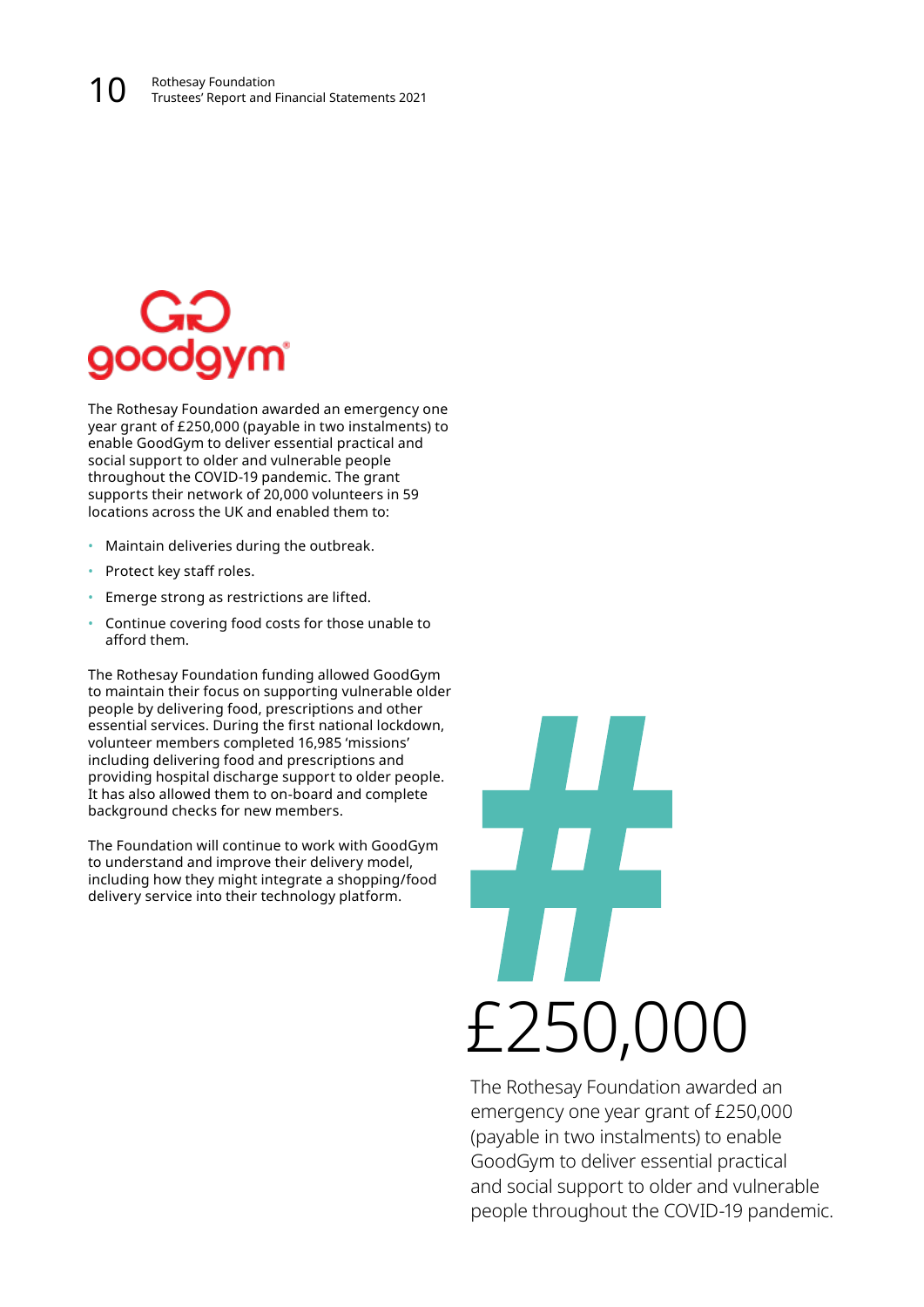# goodgym

The Rothesay Foundation awarded an emergency one year grant of £250,000 (payable in two instalments) to enable GoodGym to deliver essential practical and social support to older and vulnerable people throughout the COVID-19 pandemic. The grant supports their network of 20,000 volunteers in 59 locations across the UK and enabled them to:

- Maintain deliveries during the outbreak.
- Protect key staff roles.
- Emerge strong as restrictions are lifted.
- Continue covering food costs for those unable to afford them.

The Rothesay Foundation funding allowed GoodGym to maintain their focus on supporting vulnerable older people by delivering food, prescriptions and other essential services. During the first national lockdown, volunteer members completed 16,985 'missions' including delivering food and prescriptions and providing hospital discharge support to older people. It has also allowed them to on-board and complete background checks for new members.

The Foundation will continue to work with GoodGym to understand and improve their delivery model, including how they might integrate a shopping/food delivery service into their technology platform.

#

£250,000

The Rothesay Foundation awarded an emergency one year grant of £250,000 (payable in two instalments) to enable GoodGym to deliver essential practical and social support to older and vulnerable people throughout the COVID-19 pandemic.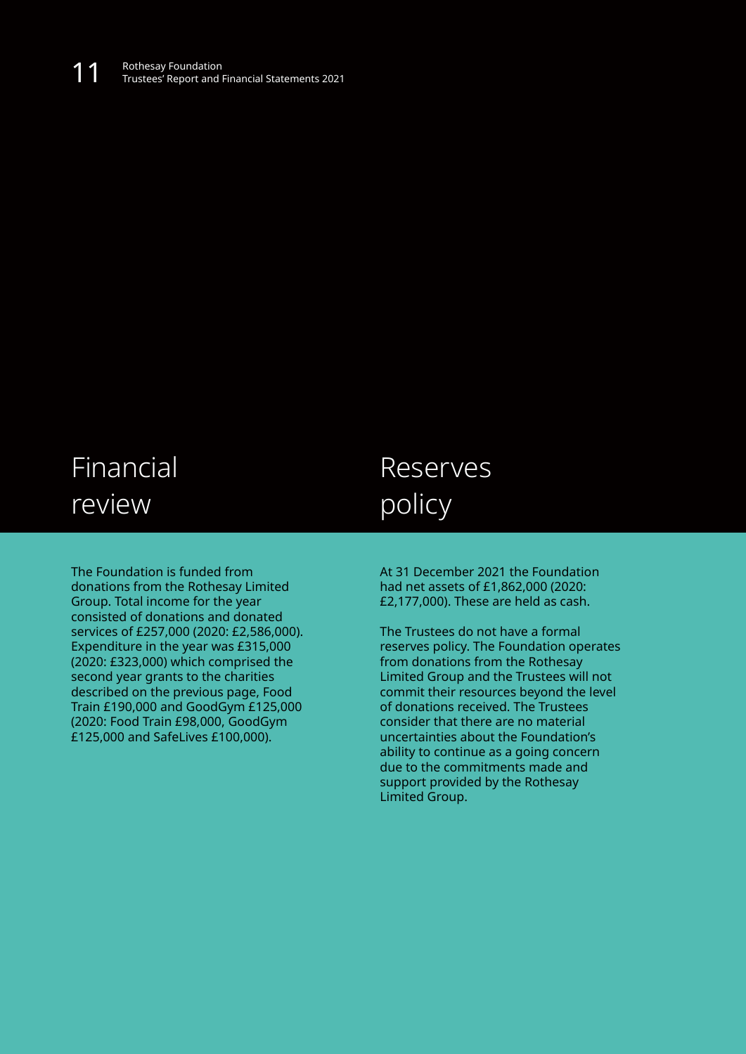## Financial review

The Foundation is funded from donations from the Rothesay Limited Group. Total income for the year consisted of donations and donated services of £257,000 (2020: £2,586,000). Expenditure in the year was £315,000 (2020: £323,000) which comprised the second year grants to the charities described on the previous page, Food Train £190,000 and GoodGym £125,000 (2020: Food Train £98,000, GoodGym £125,000 and SafeLives £100,000).

## Reserves policy

At 31 December 2021 the Foundation had net assets of £1,862,000 (2020: £2,177,000). These are held as cash.

The Trustees do not have a formal reserves policy. The Foundation operates from donations from the Rothesay Limited Group and the Trustees will not commit their resources beyond the level of donations received. The Trustees consider that there are no material uncertainties about the Foundation's ability to continue as a going concern due to the commitments made and support provided by the Rothesay Limited Group.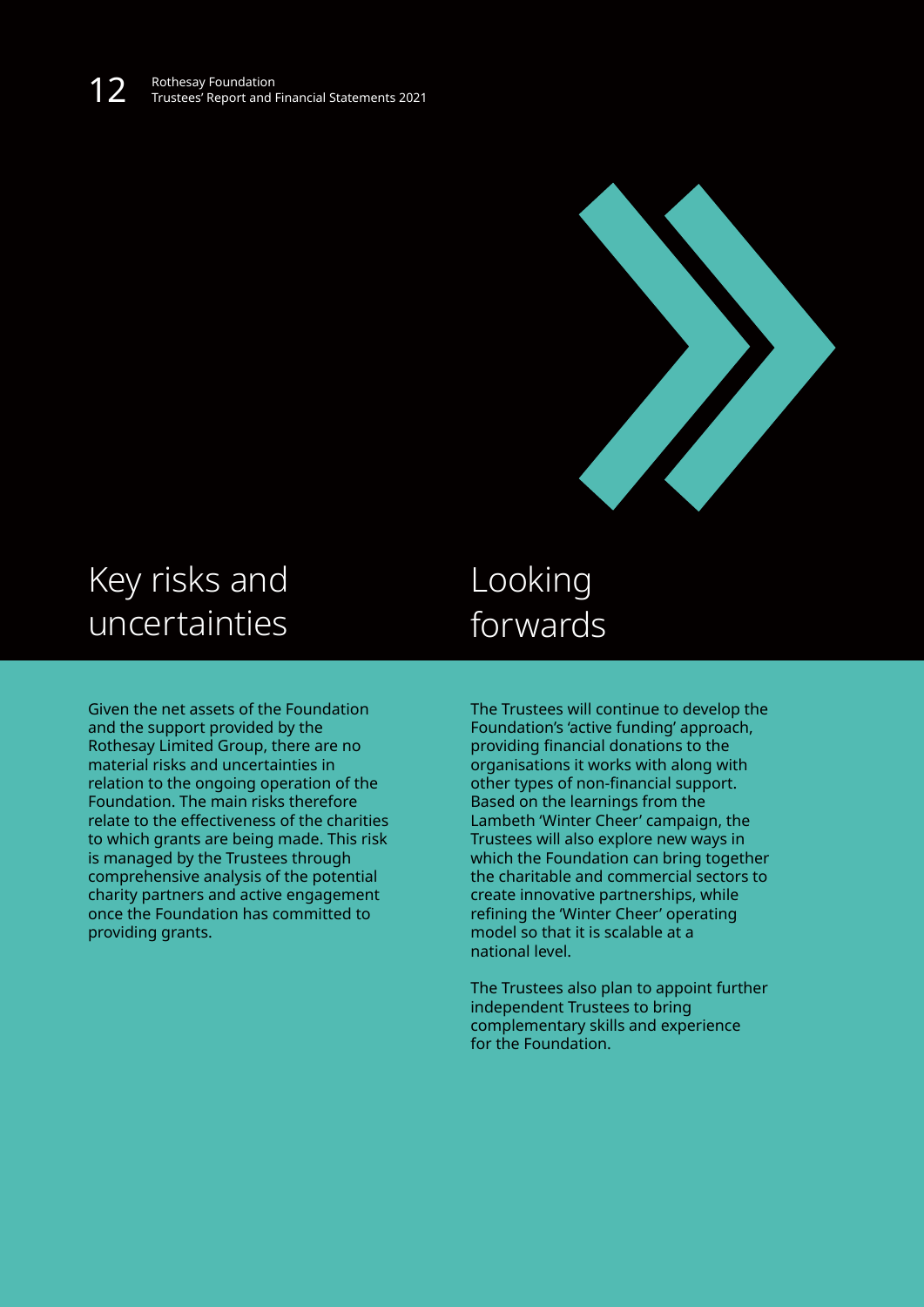## Key risks and uncertainties

Given the net assets of the Foundation and the support provided by the Rothesay Limited Group, there are no material risks and uncertainties in relation to the ongoing operation of the Foundation. The main risks therefore relate to the effectiveness of the charities to which grants are being made. This risk is managed by the Trustees through comprehensive analysis of the potential charity partners and active engagement once the Foundation has committed to providing grants.

## Looking forwards

The Trustees will continue to develop the Foundation's 'active funding' approach, providing financial donations to the organisations it works with along with other types of non-financial support. Based on the learnings from the Lambeth 'Winter Cheer' campaign, the Trustees will also explore new ways in which the Foundation can bring together the charitable and commercial sectors to create innovative partnerships, while refining the 'Winter Cheer' operating model so that it is scalable at a national level.

The Trustees also plan to appoint further independent Trustees to bring complementary skills and experience for the Foundation.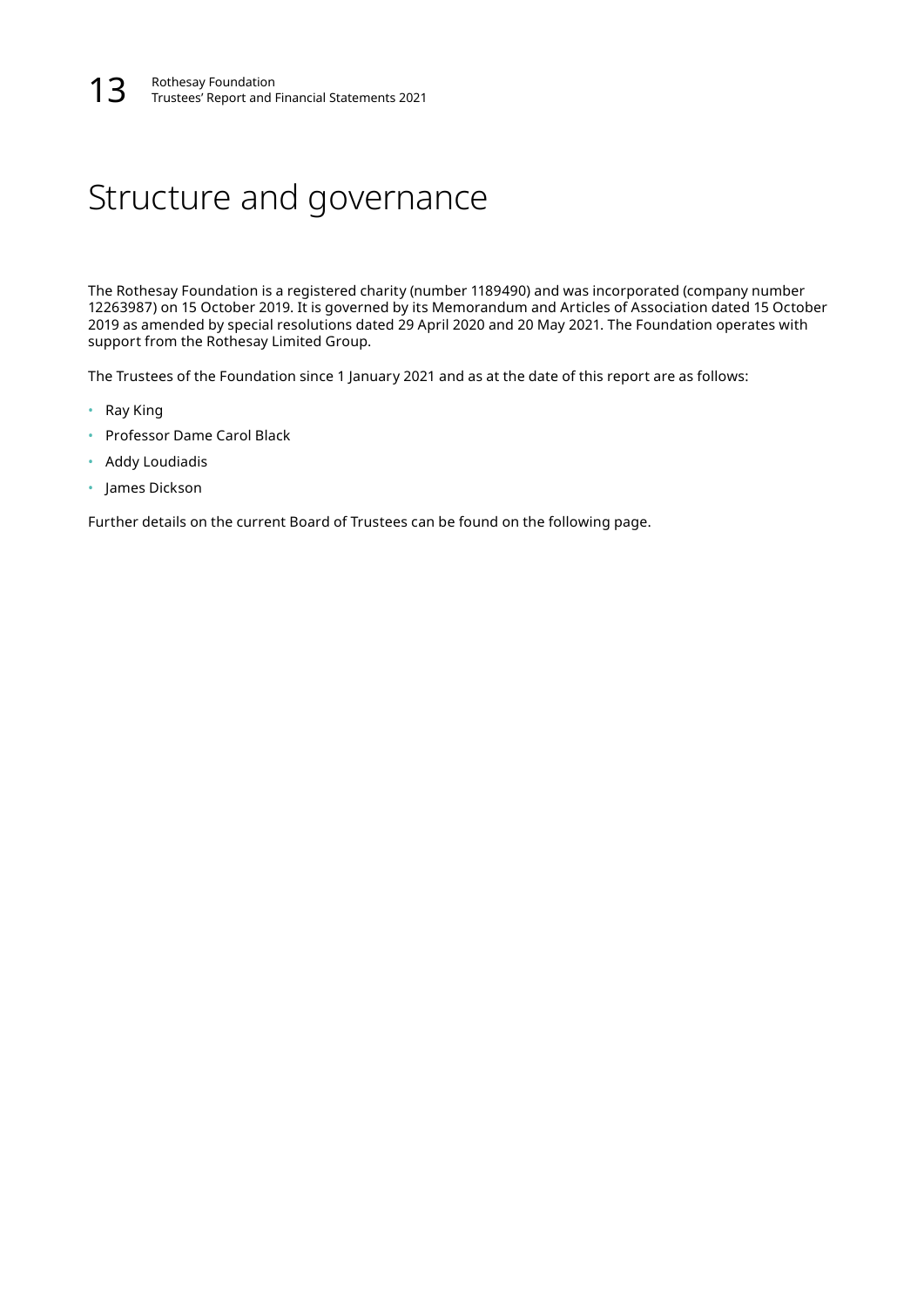# Structure and governance

The Rothesay Foundation is a registered charity (number 1189490) and was incorporated (company number 12263987) on 15 October 2019. It is governed by its Memorandum and Articles of Association dated 15 October 2019 as amended by special resolutions dated 29 April 2020 and 20 May 2021. The Foundation operates with support from the Rothesay Limited Group.

The Trustees of the Foundation since 1 January 2021 and as at the date of this report are as follows:

- Ray King
- Professor Dame Carol Black
- Addy Loudiadis
- James Dickson

Further details on the current Board of Trustees can be found on the following page.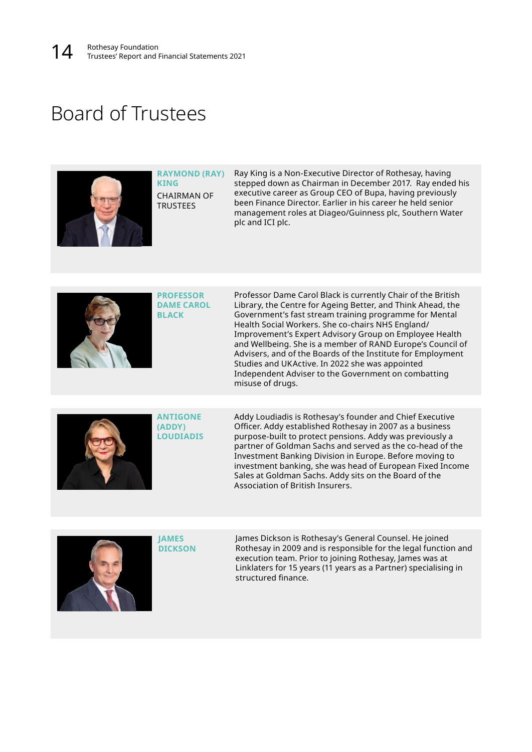# Board of Trustees

**RAYMOND (RAY) KING**
CHAIRMAN OF TRUSTEES

Ray King is a Non-Executive Director of Rothesay, having stepped down as Chairman in December 2017. Ray ended his executive career as Group CEO of Bupa, having previously been Finance Director. Earlier in his career he held senior management roles at Diageo/Guinness plc, Southern Water plc and ICI plc.

**PROFESSOR DAME CAROL BLACK**

Professor Dame Carol Black is currently Chair of the British Library, the Centre for Ageing Better, and Think Ahead, the Government's fast stream training programme for Mental Health Social Workers. She co-chairs NHS England/ Improvement's Expert Advisory Group on Employee Health and Wellbeing. She is a member of RAND Europe's Council of Advisers, and of the Boards of the Institute for Employment Studies and UKActive. In 2022 she was appointed Independent Adviser to the Government on combatting misuse of drugs.

**ANTIGONE (ADDY) LOUDIADIS**

Addy Loudiadis is Rothesay's founder and Chief Executive Officer. Addy established Rothesay in 2007 as a business purpose-built to protect pensions. Addy was previously a partner of Goldman Sachs and served as the co-head of the Investment Banking Division in Europe. Before moving to investment banking, she was head of European Fixed Income Sales at Goldman Sachs. Addy sits on the Board of the Association of British Insurers.

**JAMES DICKSON**

James Dickson is Rothesay's General Counsel. He joined Rothesay in 2009 and is responsible for the legal function and execution team. Prior to joining Rothesay, James was at Linklaters for 15 years (11 years as a Partner) specialising in structured finance.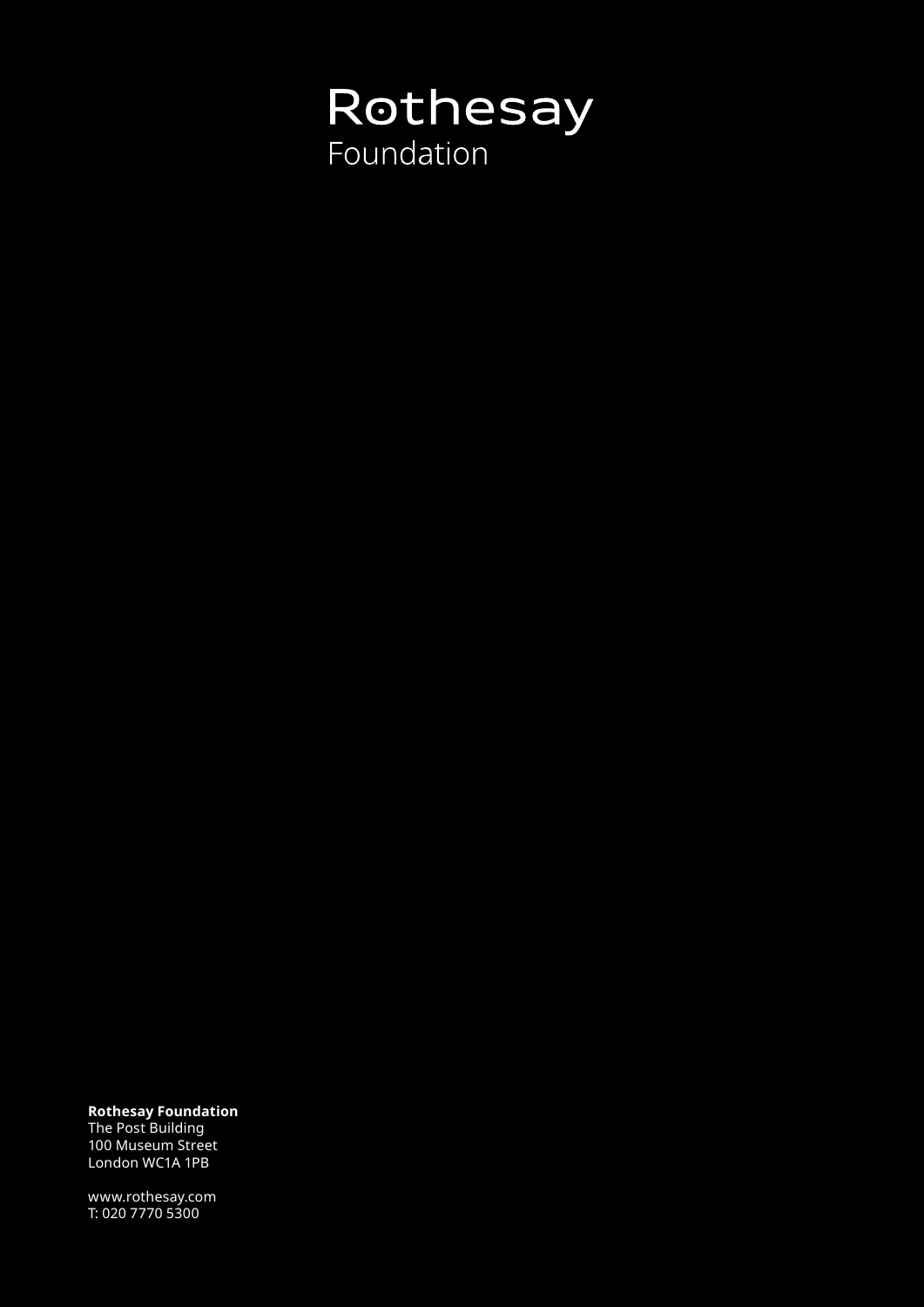# Rothesay
Foundation

**Rothesay Foundation**
The Post Building
100 Museum Street
London WC1A 1PB

www.rothesay.com
T: 020 7770 5300